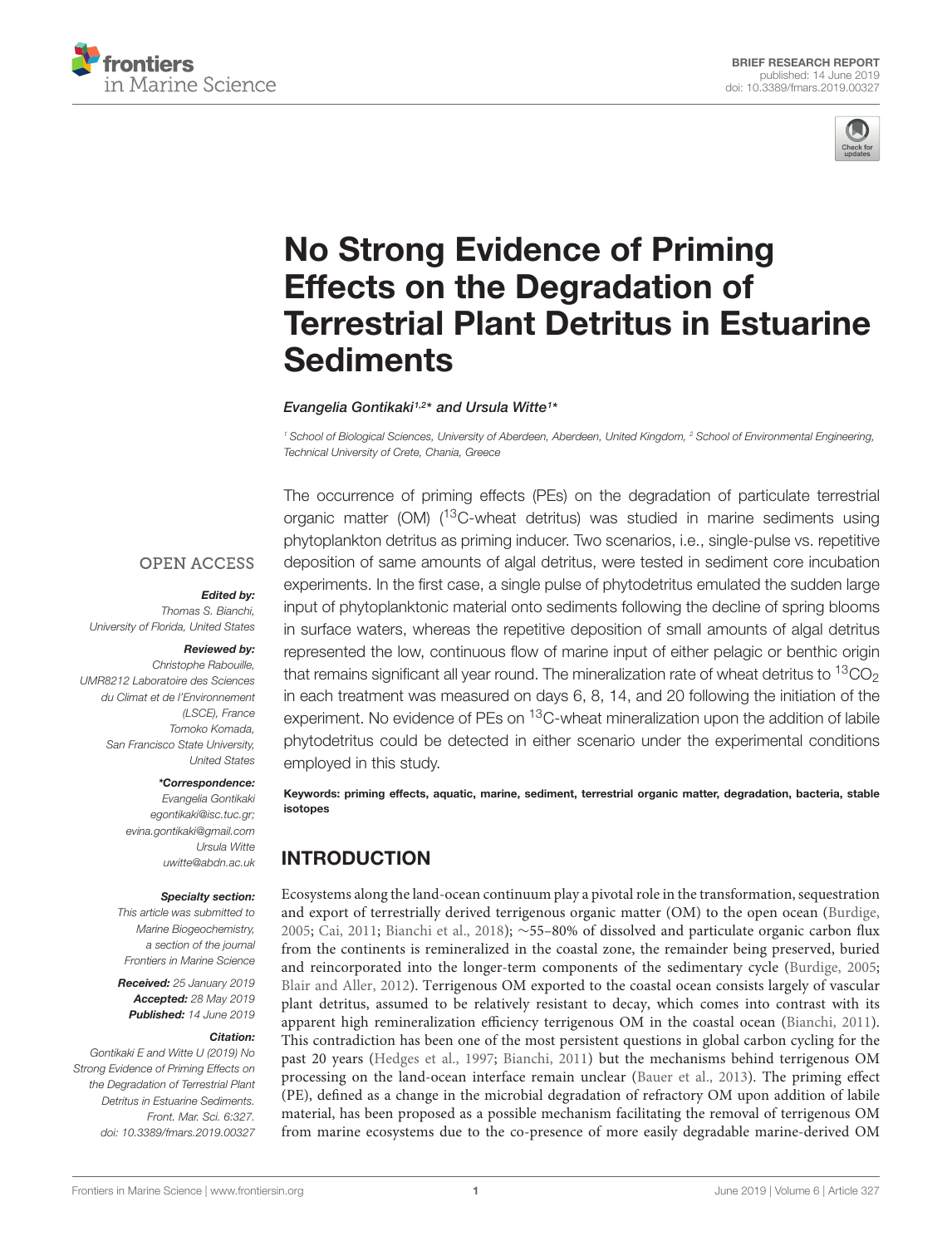BRIEF RESEARCH REPORT
published: 14 June 2019
doi: 10.3389/fmars.2019.00327

# No Strong Evidence of Priming Effects on the Degradation of Terrestrial Plant Detritus in Estuarine Sediments

*Evangelia Gontikaki[1,2]* and Ursula Witte[1]**

[1] School of Biological Sciences, University of Aberdeen, Aberdeen, United Kingdom, [2] School of Environmental Engineering, Technical University of Crete, Chania, Greece

The occurrence of priming effects (PEs) on the degradation of particulate terrestrial organic matter (OM) ($^{13}C$-wheat detritus) was studied in marine sediments using phytoplankton detritus as priming inducer. Two scenarios, i.e., single-pulse vs. repetitive deposition of same amounts of algal detritus, were tested in sediment core incubation experiments. In the first case, a single pulse of phytodetritus emulated the sudden large input of phytoplanktonic material onto sediments following the decline of spring blooms in surface waters, whereas the repetitive deposition of small amounts of algal detritus represented the low, continuous flow of marine input of either pelagic or benthic origin that remains significant all year round. The mineralization rate of wheat detritus to $^{13}CO_2$ in each treatment was measured on days 6, 8, 14, and 20 following the initiation of the experiment. No evidence of PEs on $^{13}C$-wheat mineralization upon the addition of labile phytodetritus could be detected in either scenario under the experimental conditions employed in this study.

**Keywords: priming effects, aquatic, marine, sediment, terrestrial organic matter, degradation, bacteria, stable isotopes**

OPEN ACCESS

***Edited by:***
*Thomas S. Bianchi, University of Florida, United States*

***Reviewed by:***
*Christophe Rabouille, UMR8212 Laboratoire des Sciences du Climat et de l'Environnement (LSCE), France*
*Tomoko Komada, San Francisco State University, United States*

****Correspondence:***
*Evangelia Gontikaki*
*egontikaki@isc.tuc.gr;*
*evina.gontikaki@gmail.com*
*Ursula Witte*
*uwitte@abdn.ac.uk*

***Specialty section:***
*This article was submitted to Marine Biogeochemistry, a section of the journal Frontiers in Marine Science*

***Received:*** *25 January 2019*
***Accepted:*** *28 May 2019*
***Published:*** *14 June 2019*

***Citation:***
*Gontikaki E and Witte U (2019) No Strong Evidence of Priming Effects on the Degradation of Terrestrial Plant Detritus in Estuarine Sediments. Front. Mar. Sci. 6:327. doi: 10.3389/fmars.2019.00327*

## INTRODUCTION

Ecosystems along the land-ocean continuum play a pivotal role in the transformation, sequestration and export of terrestrially derived terrigenous organic matter (OM) to the open ocean (Burdige, 2005; Cai, 2011; Bianchi et al., 2018); ~55–80% of dissolved and particulate organic carbon flux from the continents is remineralized in the coastal zone, the remainder being preserved, buried and reincorporated into the longer-term components of the sedimentary cycle (Burdige, 2005; Blair and Aller, 2012). Terrigenous OM exported to the coastal ocean consists largely of vascular plant detritus, assumed to be relatively resistant to decay, which comes into contrast with its apparent high remineralization efficiency terrigenous OM in the coastal ocean (Bianchi, 2011). This contradiction has been one of the most persistent questions in global carbon cycling for the past 20 years (Hedges et al., 1997; Bianchi, 2011) but the mechanisms behind terrigenous OM processing on the land-ocean interface remain unclear (Bauer et al., 2013). The priming effect (PE), defined as a change in the microbial degradation of refractory OM upon addition of labile material, has been proposed as a possible mechanism facilitating the removal of terrigenous OM from marine ecosystems due to the co-presence of more easily degradable marine-derived OM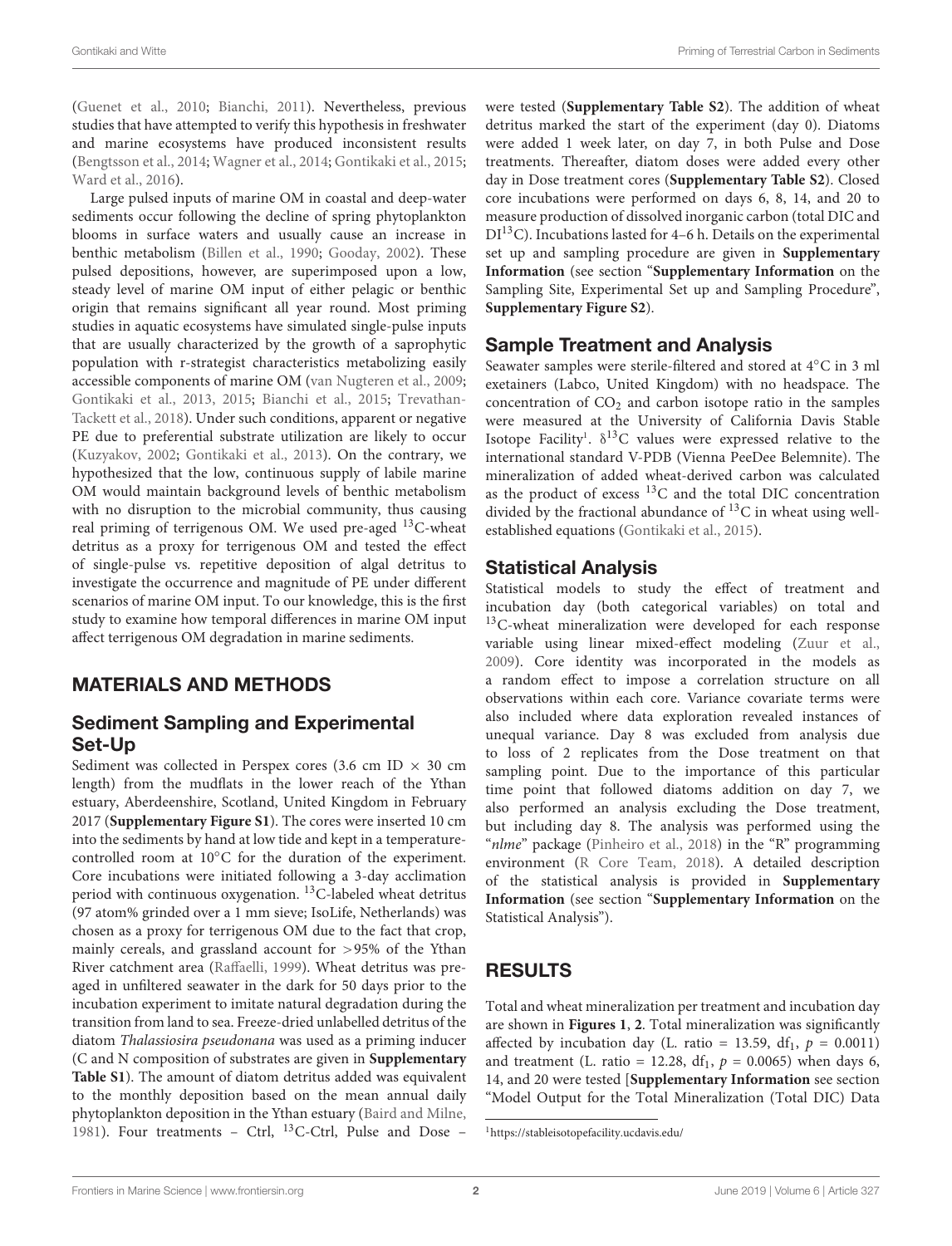(Guenet et al., 2010; Bianchi, 2011). Nevertheless, previous studies that have attempted to verify this hypothesis in freshwater and marine ecosystems have produced inconsistent results (Bengtsson et al., 2014; Wagner et al., 2014; Gontikaki et al., 2015; Ward et al., 2016).

Large pulsed inputs of marine OM in coastal and deep-water sediments occur following the decline of spring phytoplankton blooms in surface waters and usually cause an increase in benthic metabolism (Billen et al., 1990; Gooday, 2002). These pulsed depositions, however, are superimposed upon a low, steady level of marine OM input of either pelagic or benthic origin that remains significant all year round. Most priming studies in aquatic ecosystems have simulated single-pulse inputs that are usually characterized by the growth of a saprophytic population with r-strategist characteristics metabolizing easily accessible components of marine OM (van Nugteren et al., 2009; Gontikaki et al., 2013, 2015; Bianchi et al., 2015; Trevathan-Tackett et al., 2018). Under such conditions, apparent or negative PE due to preferential substrate utilization are likely to occur (Kuzyakov, 2002; Gontikaki et al., 2013). On the contrary, we hypothesized that the low, continuous supply of labile marine OM would maintain background levels of benthic metabolism with no disruption to the microbial community, thus causing real priming of terrigenous OM. We used pre-aged $^{13}C$-wheat detritus as a proxy for terrigenous OM and tested the effect of single-pulse vs. repetitive deposition of algal detritus to investigate the occurrence and magnitude of PE under different scenarios of marine OM input. To our knowledge, this is the first study to examine how temporal differences in marine OM input affect terrigenous OM degradation in marine sediments.

## MATERIALS AND METHODS

### Sediment Sampling and Experimental Set-Up

Sediment was collected in Perspex cores (3.6 cm ID × 30 cm length) from the mudflats in the lower reach of the Ythan estuary, Aberdeenshire, Scotland, United Kingdom in February 2017 (**Supplementary Figure S1**). The cores were inserted 10 cm into the sediments by hand at low tide and kept in a temperature-controlled room at 10°C for the duration of the experiment. Core incubations were initiated following a 3-day acclimation period with continuous oxygenation. $^{13}C$-labeled wheat detritus (97 atom% grinded over a 1 mm sieve; IsoLife, Netherlands) was chosen as a proxy for terrigenous OM due to the fact that crop, mainly cereals, and grassland account for >95% of the Ythan River catchment area (Raffaelli, 1999). Wheat detritus was pre-aged in unfiltered seawater in the dark for 50 days prior to the incubation experiment to imitate natural degradation during the transition from land to sea. Freeze-dried unlabelled detritus of the diatom *Thalassiosira pseudonana* was used as a priming inducer (C and N composition of substrates are given in **Supplementary Table S1**). The amount of diatom detritus added was equivalent to the monthly deposition based on the mean annual daily phytoplankton deposition in the Ythan estuary (Baird and Milne, 1981). Four treatments – Ctrl, $^{13}C$-Ctrl, Pulse and Dose – were tested (**Supplementary Table S2**). The addition of wheat detritus marked the start of the experiment (day 0). Diatoms were added 1 week later, on day 7, in both Pulse and Dose treatments. Thereafter, diatom doses were added every other day in Dose treatment cores (**Supplementary Table S2**). Closed core incubations were performed on days 6, 8, 14, and 20 to measure production of dissolved inorganic carbon (total DIC and $DI^{13}C$). Incubations lasted for 4–6 h. Details on the experimental set up and sampling procedure are given in **Supplementary Information** (see section "**Supplementary Information** on the Sampling Site, Experimental Set up and Sampling Procedure", **Supplementary Figure S2**).

### Sample Treatment and Analysis

Seawater samples were sterile-filtered and stored at 4°C in 3 ml exetainers (Labco, United Kingdom) with no headspace. The concentration of $CO_2$ and carbon isotope ratio in the samples were measured at the University of California Davis Stable Isotope Facility[1]. $\delta^{13}C$ values were expressed relative to the international standard V-PDB (Vienna PeeDee Belemnite). The mineralization of added wheat-derived carbon was calculated as the product of excess $^{13}C$ and the total DIC concentration divided by the fractional abundance of $^{13}C$ in wheat using well-established equations (Gontikaki et al., 2015).

### Statistical Analysis

Statistical models to study the effect of treatment and incubation day (both categorical variables) on total and $^{13}C$-wheat mineralization were developed for each response variable using linear mixed-effect modeling (Zuur et al., 2009). Core identity was incorporated in the models as a random effect to impose a correlation structure on all observations within each core. Variance covariate terms were also included where data exploration revealed instances of unequal variance. Day 8 was excluded from analysis due to loss of 2 replicates from the Dose treatment on that sampling point. Due to the importance of this particular time point that followed diatoms addition on day 7, we also performed an analysis excluding the Dose treatment, but including day 8. The analysis was performed using the "*nlme*" package (Pinheiro et al., 2018) in the "R" programming environment (R Core Team, 2018). A detailed description of the statistical analysis is provided in **Supplementary Information** (see section "**Supplementary Information** on the Statistical Analysis").

## RESULTS

Total and wheat mineralization per treatment and incubation day are shown in **Figures 1**, **2**. Total mineralization was significantly affected by incubation day (L. ratio = 13.59, $df_1$, $p = 0.0011$) and treatment (L. ratio = 12.28, $df_1$, $p = 0.0065$) when days 6, 14, and 20 were tested [**Supplementary Information** see section "Model Output for the Total Mineralization (Total DIC) Data

[1]https://stableisotopefacility.ucdavis.edu/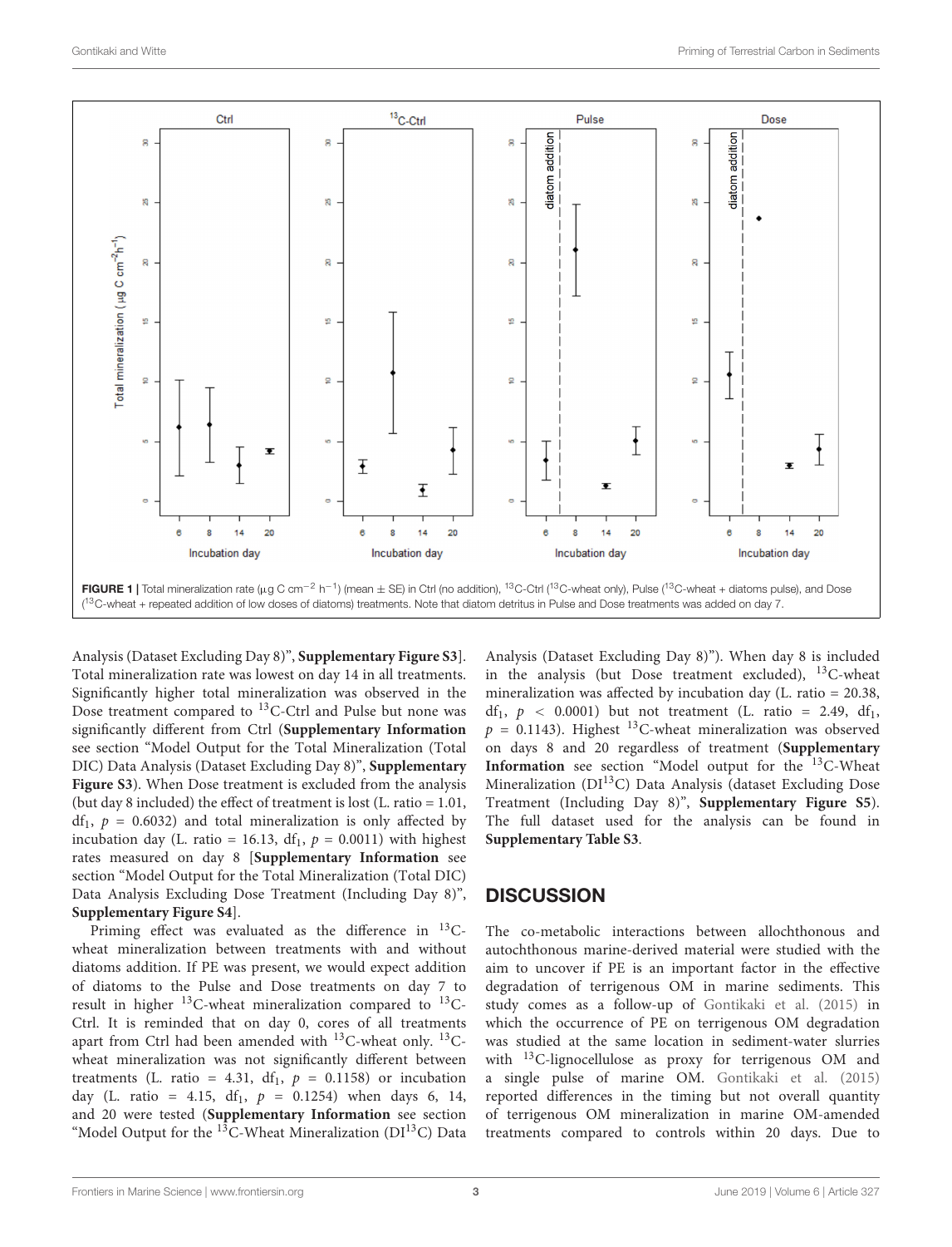**FIGURE 1** | Total mineralization rate (μg C $cm^{-2}$ $h^{-1}$) (mean ± SE) in Ctrl (no addition), $^{13}$C-Ctrl ($^{13}$C-wheat only), Pulse ($^{13}$C-wheat + diatoms pulse), and Dose ($^{13}$C-wheat + repeated addition of low doses of diatoms) treatments. Note that diatom detritus in Pulse and Dose treatments was added on day 7.

Analysis (Dataset Excluding Day 8)", **Supplementary Figure S3**]. Total mineralization rate was lowest on day 14 in all treatments. Significantly higher total mineralization was observed in the Dose treatment compared to $^{13}$C-Ctrl and Pulse but none was significantly different from Ctrl (**Supplementary Information** see section "Model Output for the Total Mineralization (Total DIC) Data Analysis (Dataset Excluding Day 8)", **Supplementary Figure S3**). When Dose treatment is excluded from the analysis (but day 8 included) the effect of treatment is lost (L. ratio = 1.01, $df_1$, $p = 0.6032$) and total mineralization is only affected by incubation day (L. ratio = 16.13, $df_1$, $p = 0.0011$) with highest rates measured on day 8 [**Supplementary Information** see section "Model Output for the Total Mineralization (Total DIC) Data Analysis Excluding Dose Treatment (Including Day 8)", **Supplementary Figure S4**].

Priming effect was evaluated as the difference in $^{13}$C-wheat mineralization between treatments with and without diatoms addition. If PE was present, we would expect addition of diatoms to the Pulse and Dose treatments on day 7 to result in higher $^{13}$C-wheat mineralization compared to $^{13}$C-Ctrl. It is reminded that on day 0, cores of all treatments apart from Ctrl had been amended with $^{13}$C-wheat only. $^{13}$C-wheat mineralization was not significantly different between treatments (L. ratio = 4.31, $df_1$, $p = 0.1158$) or incubation day (L. ratio = 4.15, $df_1$, $p = 0.1254$) when days 6, 14, and 20 were tested (**Supplementary Information** see section "Model Output for the $^{13}$C-Wheat Mineralization ($DI^{13}C$) Data Analysis (Dataset Excluding Day 8)"). When day 8 is included in the analysis (but Dose treatment excluded), $^{13}$C-wheat mineralization was affected by incubation day (L. ratio = 20.38, $df_1$, $p < 0.0001$) but not treatment (L. ratio = 2.49, $df_1$, $p = 0.1143$). Highest $^{13}$C-wheat mineralization was observed on days 8 and 20 regardless of treatment (**Supplementary Information** see section "Model output for the $^{13}$C-Wheat Mineralization ($DI^{13}C$) Data Analysis (dataset Excluding Dose Treatment (Including Day 8)", **Supplementary Figure S5**). The full dataset used for the analysis can be found in **Supplementary Table S3**.

## DISCUSSION

The co-metabolic interactions between allochthonous and autochthonous marine-derived material were studied with the aim to uncover if PE is an important factor in the effective degradation of terrigenous OM in marine sediments. This study comes as a follow-up of Gontikaki et al. (2015) in which the occurrence of PE on terrigenous OM degradation was studied at the same location in sediment-water slurries with $^{13}$C-lignocellulose as proxy for terrigenous OM and a single pulse of marine OM. Gontikaki et al. (2015) reported differences in the timing but not overall quantity of terrigenous OM mineralization in marine OM-amended treatments compared to controls within 20 days. Due to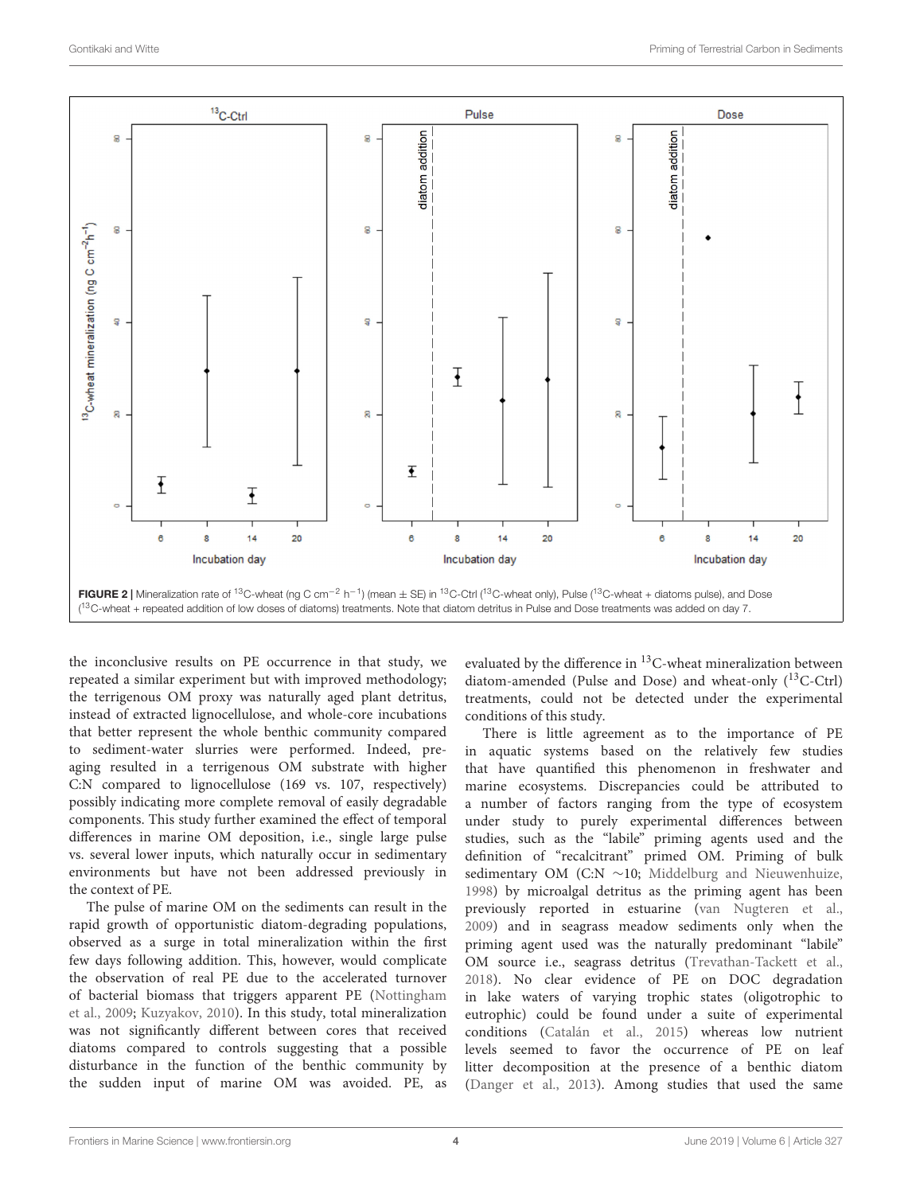**FIGURE 2 |** Mineralization rate of $^{13}$C-wheat (ng C cm$^{-2}$ h$^{-1}$) (mean ± SE) in $^{13}$C-Ctrl ($^{13}$C-wheat only), Pulse ($^{13}$C-wheat + diatoms pulse), and Dose ($^{13}$C-wheat + repeated addition of low doses of diatoms) treatments. Note that diatom detritus in Pulse and Dose treatments was added on day 7.

the inconclusive results on PE occurrence in that study, we repeated a similar experiment but with improved methodology; the terrigenous OM proxy was naturally aged plant detritus, instead of extracted lignocellulose, and whole-core incubations that better represent the whole benthic community compared to sediment-water slurries were performed. Indeed, pre-aging resulted in a terrigenous OM substrate with higher C:N compared to lignocellulose (169 vs. 107, respectively) possibly indicating more complete removal of easily degradable components. This study further examined the effect of temporal differences in marine OM deposition, i.e., single large pulse vs. several lower inputs, which naturally occur in sedimentary environments but have not been addressed previously in the context of PE.

The pulse of marine OM on the sediments can result in the rapid growth of opportunistic diatom-degrading populations, observed as a surge in total mineralization within the first few days following addition. This, however, would complicate the observation of real PE due to the accelerated turnover of bacterial biomass that triggers apparent PE (Nottingham et al., 2009; Kuzyakov, 2010). In this study, total mineralization was not significantly different between cores that received diatoms compared to controls suggesting that a possible disturbance in the function of the benthic community by the sudden input of marine OM was avoided. PE, as evaluated by the difference in $^{13}$C-wheat mineralization between diatom-amended (Pulse and Dose) and wheat-only ($^{13}$C-Ctrl) treatments, could not be detected under the experimental conditions of this study.

There is little agreement as to the importance of PE in aquatic systems based on the relatively few studies that have quantified this phenomenon in freshwater and marine ecosystems. Discrepancies could be attributed to a number of factors ranging from the type of ecosystem under study to purely experimental differences between studies, such as the "labile" priming agents used and the definition of "recalcitrant" primed OM. Priming of bulk sedimentary OM (C:N ~10; Middelburg and Nieuwenhuize, 1998) by microalgal detritus as the priming agent has been previously reported in estuarine (van Nugteren et al., 2009) and in seagrass meadow sediments only when the priming agent used was the naturally predominant "labile" OM source i.e., seagrass detritus (Trevathan-Tackett et al., 2018). No clear evidence of PE on DOC degradation in lake waters of varying trophic states (oligotrophic to eutrophic) could be found under a suite of experimental conditions (Catalán et al., 2015) whereas low nutrient levels seemed to favor the occurrence of PE on leaf litter decomposition at the presence of a benthic diatom (Danger et al., 2013). Among studies that used the same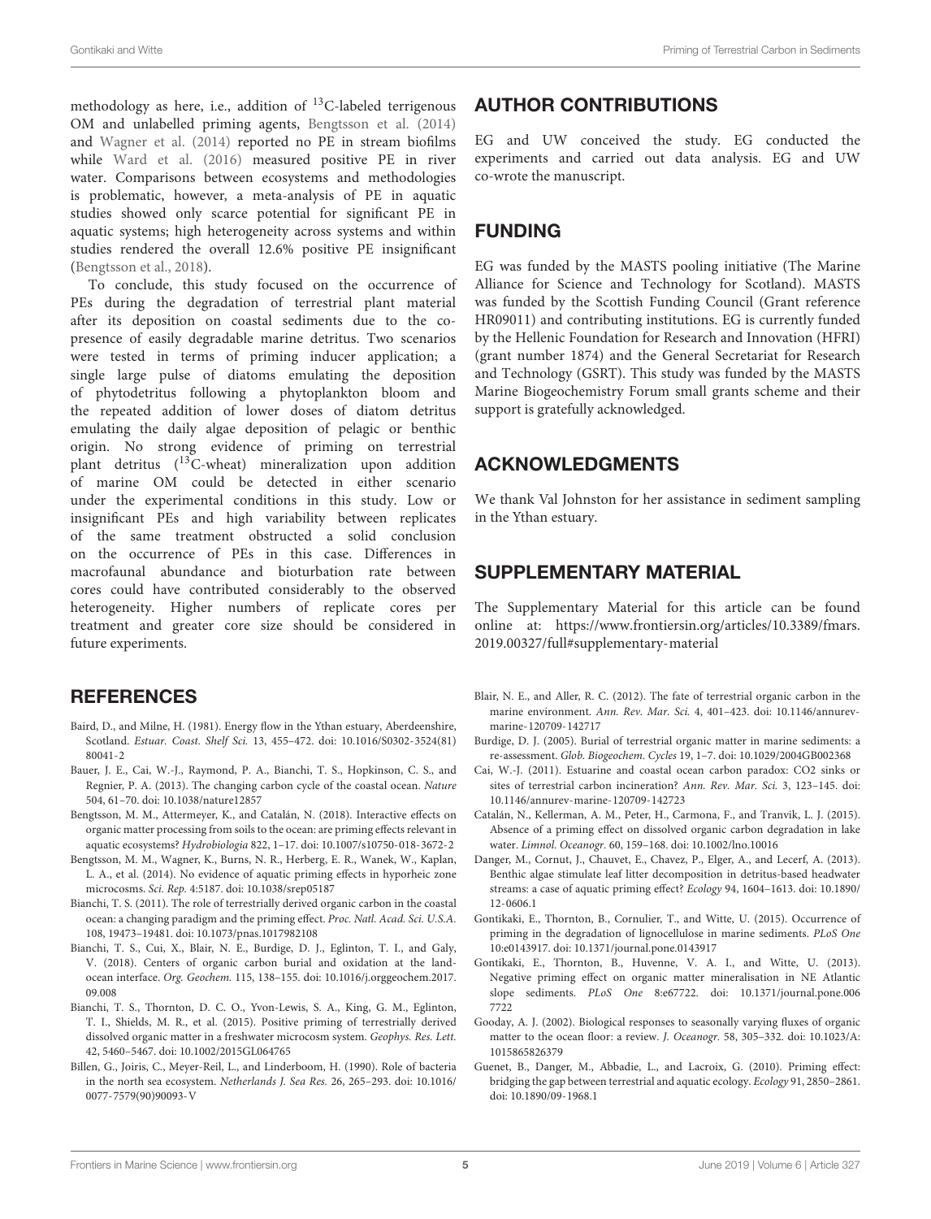methodology as here, i.e., addition of $^{13}$C-labeled terrigenous OM and unlabelled priming agents, Bengtsson et al. (2014) and Wagner et al. (2014) reported no PE in stream biofilms while Ward et al. (2016) measured positive PE in river water. Comparisons between ecosystems and methodologies is problematic, however, a meta-analysis of PE in aquatic studies showed only scarce potential for significant PE in aquatic systems; high heterogeneity across systems and within studies rendered the overall 12.6% positive PE insignificant (Bengtsson et al., 2018).

To conclude, this study focused on the occurrence of PEs during the degradation of terrestrial plant material after its deposition on coastal sediments due to the co-presence of easily degradable marine detritus. Two scenarios were tested in terms of priming inducer application; a single large pulse of diatoms emulating the deposition of phytodetritus following a phytoplankton bloom and the repeated addition of lower doses of diatom detritus emulating the daily algae deposition of pelagic or benthic origin. No strong evidence of priming on terrestrial plant detritus ($^{13}$C-wheat) mineralization upon addition of marine OM could be detected in either scenario under the experimental conditions in this study. Low or insignificant PEs and high variability between replicates of the same treatment obstructed a solid conclusion on the occurrence of PEs in this case. Differences in macrofaunal abundance and bioturbation rate between cores could have contributed considerably to the observed heterogeneity. Higher numbers of replicate cores per treatment and greater core size should be considered in future experiments.

## AUTHOR CONTRIBUTIONS

EG and UW conceived the study. EG conducted the experiments and carried out data analysis. EG and UW co-wrote the manuscript.

## FUNDING

EG was funded by the MASTS pooling initiative (The Marine Alliance for Science and Technology for Scotland). MASTS was funded by the Scottish Funding Council (Grant reference HR09011) and contributing institutions. EG is currently funded by the Hellenic Foundation for Research and Innovation (HFRI) (grant number 1874) and the General Secretariat for Research and Technology (GSRT). This study was funded by the MASTS Marine Biogeochemistry Forum small grants scheme and their support is gratefully acknowledged.

## ACKNOWLEDGMENTS

We thank Val Johnston for her assistance in sediment sampling in the Ythan estuary.

## SUPPLEMENTARY MATERIAL

The Supplementary Material for this article can be found online at: https://www.frontiersin.org/articles/10.3389/fmars.2019.00327/full#supplementary-material

## REFERENCES

Baird, D., and Milne, H. (1981). Energy flow in the Ythan estuary, Aberdeenshire, Scotland. *Estuar. Coast. Shelf Sci.* 13, 455–472. doi: 10.1016/S0302-3524(81)80041-2

Bauer, J. E., Cai, W.-J., Raymond, P. A., Bianchi, T. S., Hopkinson, C. S., and Regnier, P. A. (2013). The changing carbon cycle of the coastal ocean. *Nature* 504, 61–70. doi: 10.1038/nature12857

Bengtsson, M. M., Attermeyer, K., and Catalán, N. (2018). Interactive effects on organic matter processing from soils to the ocean: are priming effects relevant in aquatic ecosystems? *Hydrobiologia* 822, 1–17. doi: 10.1007/s10750-018-3672-2

Bengtsson, M. M., Wagner, K., Burns, N. R., Herberg, E. R., Wanek, W., Kaplan, L. A., et al. (2014). No evidence of aquatic priming effects in hyporheic zone microcosms. *Sci. Rep.* 4:5187. doi: 10.1038/srep05187

Bianchi, T. S. (2011). The role of terrestrially derived organic carbon in the coastal ocean: a changing paradigm and the priming effect. *Proc. Natl. Acad. Sci. U.S.A.* 108, 19473–19481. doi: 10.1073/pnas.1017982108

Bianchi, T. S., Cui, X., Blair, N. E., Burdige, D. J., Eglinton, T. I., and Galy, V. (2018). Centers of organic carbon burial and oxidation at the land-ocean interface. *Org. Geochem.* 115, 138–155. doi: 10.1016/j.orggeochem.2017.09.008

Bianchi, T. S., Thornton, D. C. O., Yvon-Lewis, S. A., King, G. M., Eglinton, T. I., Shields, M. R., et al. (2015). Positive priming of terrestrially derived dissolved organic matter in a freshwater microcosm system. *Geophys. Res. Lett.* 42, 5460–5467. doi: 10.1002/2015GL064765

Billen, G., Joiris, C., Meyer-Reil, L., and Linderboom, H. (1990). Role of bacteria in the north sea ecosystem. *Netherlands J. Sea Res.* 26, 265–293. doi: 10.1016/0077-7579(90)90093-V

Blair, N. E., and Aller, R. C. (2012). The fate of terrestrial organic carbon in the marine environment. *Ann. Rev. Mar. Sci.* 4, 401–423. doi: 10.1146/annurev-marine-120709-142717

Burdige, D. J. (2005). Burial of terrestrial organic matter in marine sediments: a re-assessment. *Glob. Biogeochem. Cycles* 19, 1–7. doi: 10.1029/2004GB002368

Cai, W.-J. (2011). Estuarine and coastal ocean carbon paradox: CO2 sinks or sites of terrestrial carbon incineration? *Ann. Rev. Mar. Sci.* 3, 123–145. doi: 10.1146/annurev-marine-120709-142723

Catalán, N., Kellerman, A. M., Peter, H., Carmona, F., and Tranvik, L. J. (2015). Absence of a priming effect on dissolved organic carbon degradation in lake water. *Limnol. Oceanogr.* 60, 159–168. doi: 10.1002/lno.10016

Danger, M., Cornut, J., Chauvet, E., Chavez, P., Elger, A., and Lecerf, A. (2013). Benthic algae stimulate leaf litter decomposition in detritus-based headwater streams: a case of aquatic priming effect? *Ecology* 94, 1604–1613. doi: 10.1890/12-0606.1

Gontikaki, E., Thornton, B., Cornulier, T., and Witte, U. (2015). Occurrence of priming in the degradation of lignocellulose in marine sediments. *PLoS One* 10:e0143917. doi: 10.1371/journal.pone.0143917

Gontikaki, E., Thornton, B., Huvenne, V. A. I., and Witte, U. (2013). Negative priming effect on organic matter mineralisation in NE Atlantic slope sediments. *PLoS One* 8:e67722. doi: 10.1371/journal.pone.0067722

Gooday, A. J. (2002). Biological responses to seasonally varying fluxes of organic matter to the ocean floor: a review. *J. Oceanogr.* 58, 305–332. doi: 10.1023/A:1015865826379

Guenet, B., Danger, M., Abbadie, L., and Lacroix, G. (2010). Priming effect: bridging the gap between terrestrial and aquatic ecology. *Ecology* 91, 2850–2861. doi: 10.1890/09-1968.1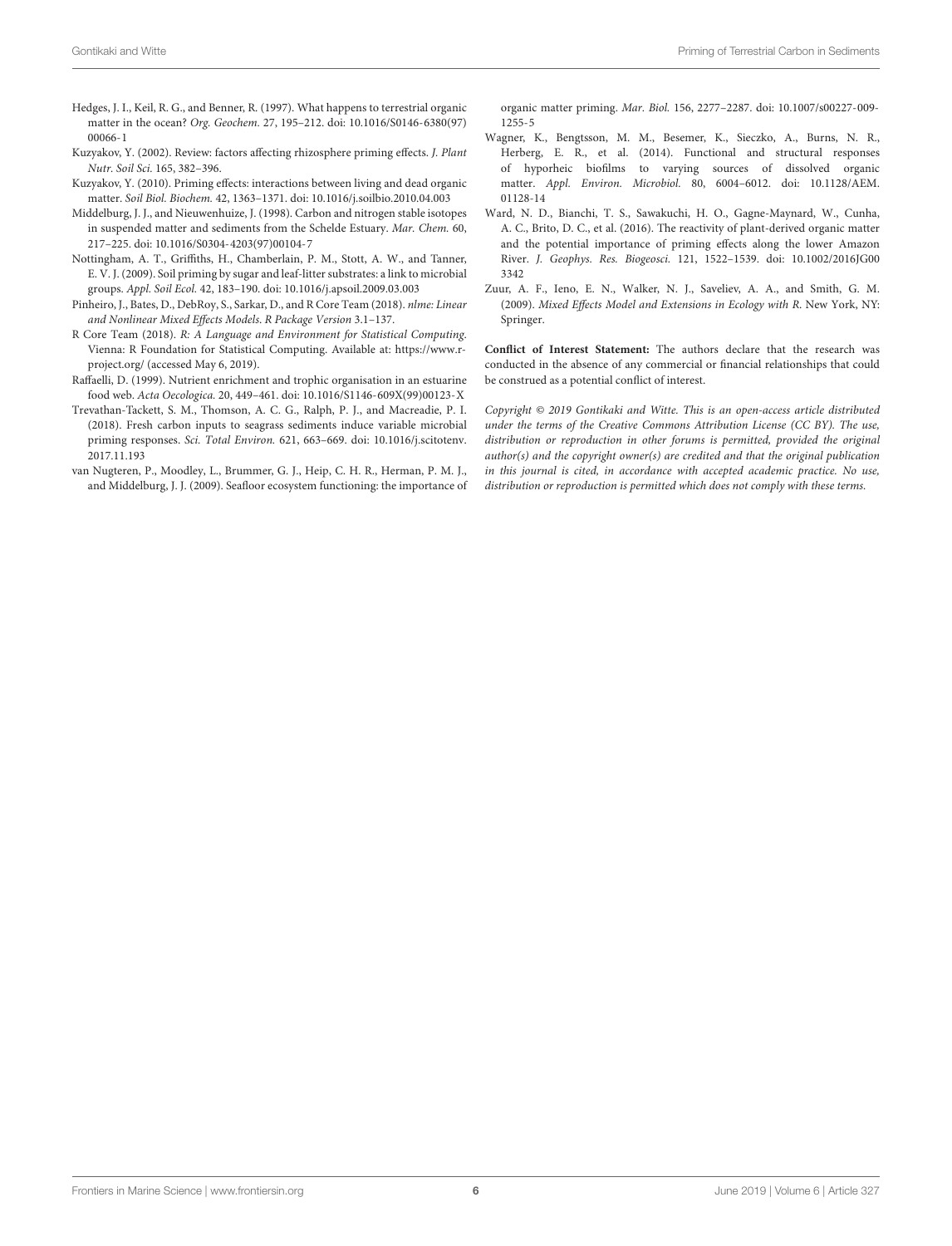Hedges, J. I., Keil, R. G., and Benner, R. (1997). What happens to terrestrial organic matter in the ocean? *Org. Geochem.* 27, 195–212. doi: 10.1016/S0146-6380(97)00066-1

Kuzyakov, Y. (2002). Review: factors affecting rhizosphere priming effects. *J. Plant Nutr. Soil Sci.* 165, 382–396.

Kuzyakov, Y. (2010). Priming effects: interactions between living and dead organic matter. *Soil Biol. Biochem.* 42, 1363–1371. doi: 10.1016/j.soilbio.2010.04.003

Middelburg, J. J., and Nieuwenhuize, J. (1998). Carbon and nitrogen stable isotopes in suspended matter and sediments from the Schelde Estuary. *Mar. Chem.* 60, 217–225. doi: 10.1016/S0304-4203(97)00104-7

Nottingham, A. T., Griffiths, H., Chamberlain, P. M., Stott, A. W., and Tanner, E. V. J. (2009). Soil priming by sugar and leaf-litter substrates: a link to microbial groups. *Appl. Soil Ecol.* 42, 183–190. doi: 10.1016/j.apsoil.2009.03.003

Pinheiro, J., Bates, D., DebRoy, S., Sarkar, D., and R Core Team (2018). *nlme: Linear and Nonlinear Mixed Effects Models. R Package Version* 3.1–137.

R Core Team (2018). *R: A Language and Environment for Statistical Computing.* Vienna: R Foundation for Statistical Computing. Available at: https://www.r-project.org/ (accessed May 6, 2019).

Raffaelli, D. (1999). Nutrient enrichment and trophic organisation in an estuarine food web. *Acta Oecologica.* 20, 449–461. doi: 10.1016/S1146-609X(99)00123-X

Trevathan-Tackett, S. M., Thomson, A. C. G., Ralph, P. J., and Macreadie, P. I. (2018). Fresh carbon inputs to seagrass sediments induce variable microbial priming responses. *Sci. Total Environ.* 621, 663–669. doi: 10.1016/j.scitotenv.2017.11.193

van Nugteren, P., Moodley, L., Brummer, G. J., Heip, C. H. R., Herman, P. M. J., and Middelburg, J. J. (2009). Seafloor ecosystem functioning: the importance of organic matter priming. *Mar. Biol.* 156, 2277–2287. doi: 10.1007/s00227-009-1255-5

Wagner, K., Bengtsson, M. M., Besemer, K., Sieczko, A., Burns, N. R., Herberg, E. R., et al. (2014). Functional and structural responses of hyporheic biofilms to varying sources of dissolved organic matter. *Appl. Environ. Microbiol.* 80, 6004–6012. doi: 10.1128/AEM.01128-14

Ward, N. D., Bianchi, T. S., Sawakuchi, H. O., Gagne-Maynard, W., Cunha, A. C., Brito, D. C., et al. (2016). The reactivity of plant-derived organic matter and the potential importance of priming effects along the lower Amazon River. *J. Geophys. Res. Biogeosci.* 121, 1522–1539. doi: 10.1002/2016JG003342

Zuur, A. F., Ieno, E. N., Walker, N. J., Saveliev, A. A., and Smith, G. M. (2009). *Mixed Effects Model and Extensions in Ecology with R.* New York, NY: Springer.

**Conflict of Interest Statement:** The authors declare that the research was conducted in the absence of any commercial or financial relationships that could be construed as a potential conflict of interest.

*Copyright © 2019 Gontikaki and Witte. This is an open-access article distributed under the terms of the Creative Commons Attribution License (CC BY). The use, distribution or reproduction in other forums is permitted, provided the original author(s) and the copyright owner(s) are credited and that the original publication in this journal is cited, in accordance with accepted academic practice. No use, distribution or reproduction is permitted which does not comply with these terms.*